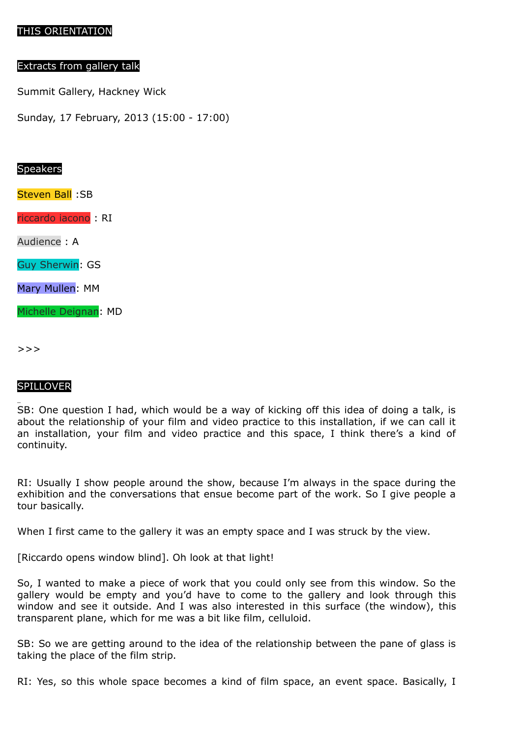# THIS ORIENTATION

## Extracts from gallery talk

Summit Gallery, Hackney Wick

Sunday, 17 February, 2013 (15:00 - 17:00)

## Speakers

Steven Ball :SB

riccardo iacono : RI

Audience : A

Guy Sherwin: GS

Mary Mullen: MM

Michelle Deignan: MD

>>>

## SPILLOVER

SB: One question I had, which would be a way of kicking off this idea of doing a talk, is about the relationship of your film and video practice to this installation, if we can call it an installation, your film and video practice and this space, I think there's a kind of continuity.

RI: Usually I show people around the show, because I'm always in the space during the exhibition and the conversations that ensue become part of the work. So I give people a tour basically.

When I first came to the gallery it was an empty space and I was struck by the view.

[Riccardo opens window blind]. Oh look at that light!

So, I wanted to make a piece of work that you could only see from this window. So the gallery would be empty and you'd have to come to the gallery and look through this window and see it outside. And I was also interested in this surface (the window), this transparent plane, which for me was a bit like film, celluloid.

SB: So we are getting around to the idea of the relationship between the pane of glass is taking the place of the film strip.

RI: Yes, so this whole space becomes a kind of film space, an event space. Basically, I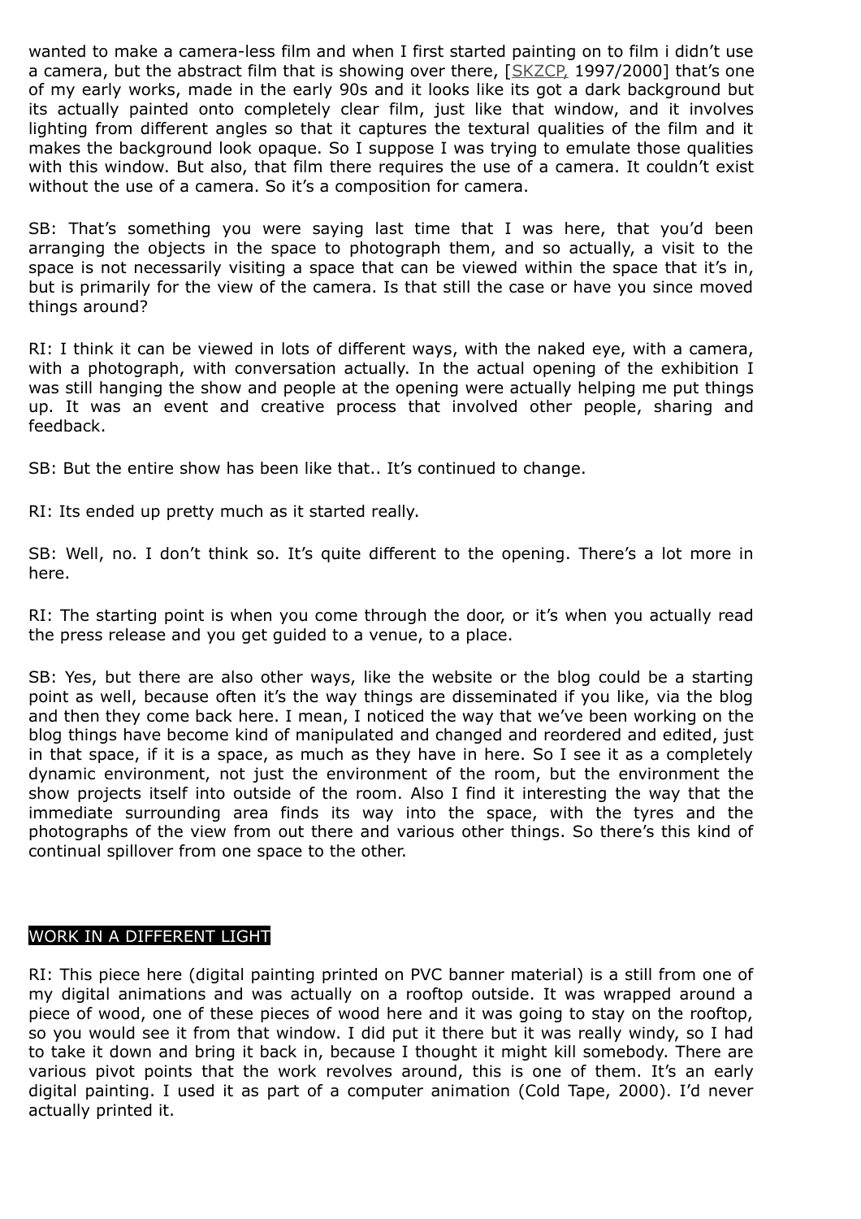wanted to make a camera-less film and when I first started painting on to film i didn't use a camera, but the abstract film that is showing over there, [SKZCP, 1997/2000] that's one of my early works, made in the early 90s and it looks like its got a dark background but its actually painted onto completely clear film, just like that window, and it involves lighting from different angles so that it captures the textural qualities of the film and it makes the background look opaque. So I suppose I was trying to emulate those qualities with this window. But also, that film there requires the use of a camera. It couldn't exist without the use of a camera. So it's a composition for camera.

SB: That's something you were saying last time that I was here, that you'd been arranging the objects in the space to photograph them, and so actually, a visit to the space is not necessarily visiting a space that can be viewed within the space that it's in, but is primarily for the view of the camera. Is that still the case or have you since moved things around?

RI: I think it can be viewed in lots of different ways, with the naked eye, with a camera, with a photograph, with conversation actually. In the actual opening of the exhibition I was still hanging the show and people at the opening were actually helping me put things up. It was an event and creative process that involved other people, sharing and feedback.

SB: But the entire show has been like that.. It's continued to change.

RI: Its ended up pretty much as it started really.

SB: Well, no. I don't think so. It's quite different to the opening. There's a lot more in here.

RI: The starting point is when you come through the door, or it's when you actually read the press release and you get guided to a venue, to a place.

SB: Yes, but there are also other ways, like the website or the blog could be a starting point as well, because often it's the way things are disseminated if you like, via the blog and then they come back here. I mean, I noticed the way that we've been working on the blog things have become kind of manipulated and changed and reordered and edited, just in that space, if it is a space, as much as they have in here. So I see it as a completely dynamic environment, not just the environment of the room, but the environment the show projects itself into outside of the room. Also I find it interesting the way that the immediate surrounding area finds its way into the space, with the tyres and the photographs of the view from out there and various other things. So there's this kind of continual spillover from one space to the other.

## WORK IN A DIFFERENT LIGHT

RI: This piece here (digital painting printed on PVC banner material) is a still from one of my digital animations and was actually on a rooftop outside. It was wrapped around a piece of wood, one of these pieces of wood here and it was going to stay on the rooftop, so you would see it from that window. I did put it there but it was really windy, so I had to take it down and bring it back in, because I thought it might kill somebody. There are various pivot points that the work revolves around, this is one of them. It's an early digital painting. I used it as part of a computer animation (Cold Tape, 2000). I'd never actually printed it.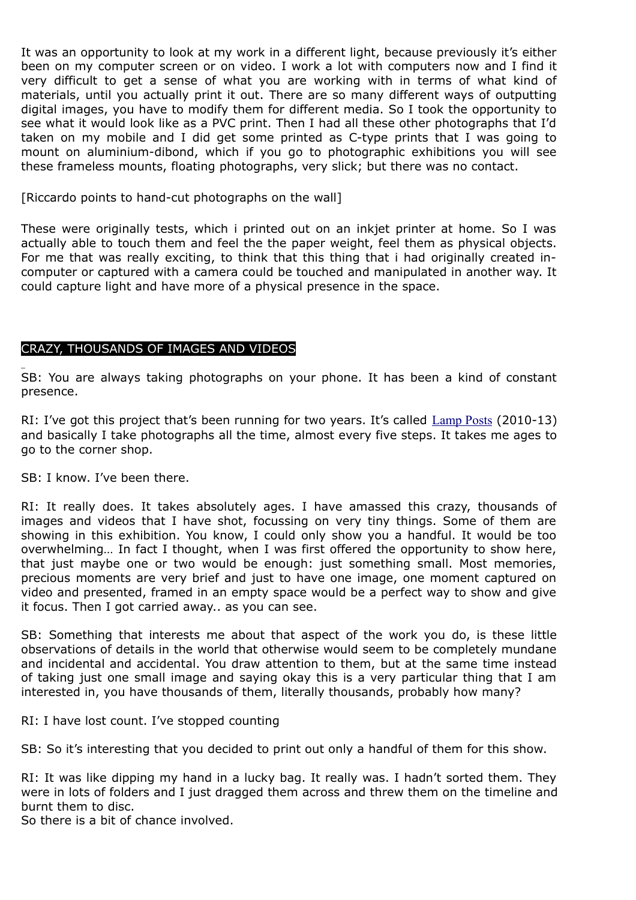It was an opportunity to look at my work in a different light, because previously it's either been on my computer screen or on video. I work a lot with computers now and I find it very difficult to get a sense of what you are working with in terms of what kind of materials, until you actually print it out. There are so many different ways of outputting digital images, you have to modify them for different media. So I took the opportunity to see what it would look like as a PVC print. Then I had all these other photographs that I'd taken on my mobile and I did get some printed as C-type prints that I was going to mount on aluminium-dibond, which if you go to photographic exhibitions you will see these frameless mounts, floating photographs, very slick; but there was no contact.

[Riccardo points to hand-cut photographs on the wall]

These were originally tests, which i printed out on an inkjet printer at home. So I was actually able to touch them and feel the the paper weight, feel them as physical objects. For me that was really exciting, to think that this thing that i had originally created in-computer or captured with a camera could be touched and manipulated in another way. It could capture light and have more of a physical presence in the space.

## CRAZY, THOUSANDS OF IMAGES AND VIDEOS

SB: You are always taking photographs on your phone. It has been a kind of constant presence.

RI: I've got this project that's been running for two years. It's called Lamp Posts (2010-13) and basically I take photographs all the time, almost every five steps. It takes me ages to go to the corner shop.

SB: I know. I've been there.

RI: It really does. It takes absolutely ages. I have amassed this crazy, thousands of images and videos that I have shot, focussing on very tiny things. Some of them are showing in this exhibition. You know, I could only show you a handful. It would be too overwhelming… In fact I thought, when I was first offered the opportunity to show here, that just maybe one or two would be enough: just something small. Most memories, precious moments are very brief and just to have one image, one moment captured on video and presented, framed in an empty space would be a perfect way to show and give it focus. Then I got carried away.. as you can see.

SB: Something that interests me about that aspect of the work you do, is these little observations of details in the world that otherwise would seem to be completely mundane and incidental and accidental. You draw attention to them, but at the same time instead of taking just one small image and saying okay this is a very particular thing that I am interested in, you have thousands of them, literally thousands, probably how many?

RI: I have lost count. I've stopped counting

SB: So it's interesting that you decided to print out only a handful of them for this show.

RI: It was like dipping my hand in a lucky bag. It really was. I hadn't sorted them. They were in lots of folders and I just dragged them across and threw them on the timeline and burnt them to disc.
So there is a bit of chance involved.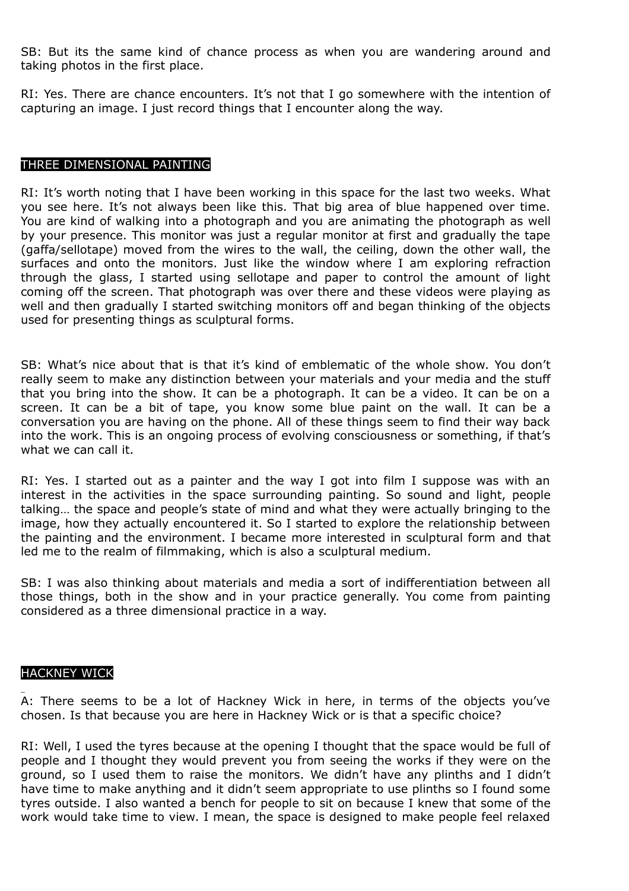SB: But its the same kind of chance process as when you are wandering around and taking photos in the first place.

RI: Yes. There are chance encounters. It's not that I go somewhere with the intention of capturing an image. I just record things that I encounter along the way.

## THREE DIMENSIONAL PAINTING

RI: It's worth noting that I have been working in this space for the last two weeks. What you see here. It's not always been like this. That big area of blue happened over time. You are kind of walking into a photograph and you are animating the photograph as well by your presence. This monitor was just a regular monitor at first and gradually the tape (gaffa/sellotape) moved from the wires to the wall, the ceiling, down the other wall, the surfaces and onto the monitors. Just like the window where I am exploring refraction through the glass, I started using sellotape and paper to control the amount of light coming off the screen. That photograph was over there and these videos were playing as well and then gradually I started switching monitors off and began thinking of the objects used for presenting things as sculptural forms.

SB: What's nice about that is that it's kind of emblematic of the whole show. You don't really seem to make any distinction between your materials and your media and the stuff that you bring into the show. It can be a photograph. It can be a video. It can be on a screen. It can be a bit of tape, you know some blue paint on the wall. It can be a conversation you are having on the phone. All of these things seem to find their way back into the work. This is an ongoing process of evolving consciousness or something, if that's what we can call it.

RI: Yes. I started out as a painter and the way I got into film I suppose was with an interest in the activities in the space surrounding painting. So sound and light, people talking… the space and people's state of mind and what they were actually bringing to the image, how they actually encountered it. So I started to explore the relationship between the painting and the environment. I became more interested in sculptural form and that led me to the realm of filmmaking, which is also a sculptural medium.

SB: I was also thinking about materials and media a sort of indifferentiation between all those things, both in the show and in your practice generally. You come from painting considered as a three dimensional practice in a way.

## HACKNEY WICK

A: There seems to be a lot of Hackney Wick in here, in terms of the objects you've chosen. Is that because you are here in Hackney Wick or is that a specific choice?

RI: Well, I used the tyres because at the opening I thought that the space would be full of people and I thought they would prevent you from seeing the works if they were on the ground, so I used them to raise the monitors. We didn't have any plinths and I didn't have time to make anything and it didn't seem appropriate to use plinths so I found some tyres outside. I also wanted a bench for people to sit on because I knew that some of the work would take time to view. I mean, the space is designed to make people feel relaxed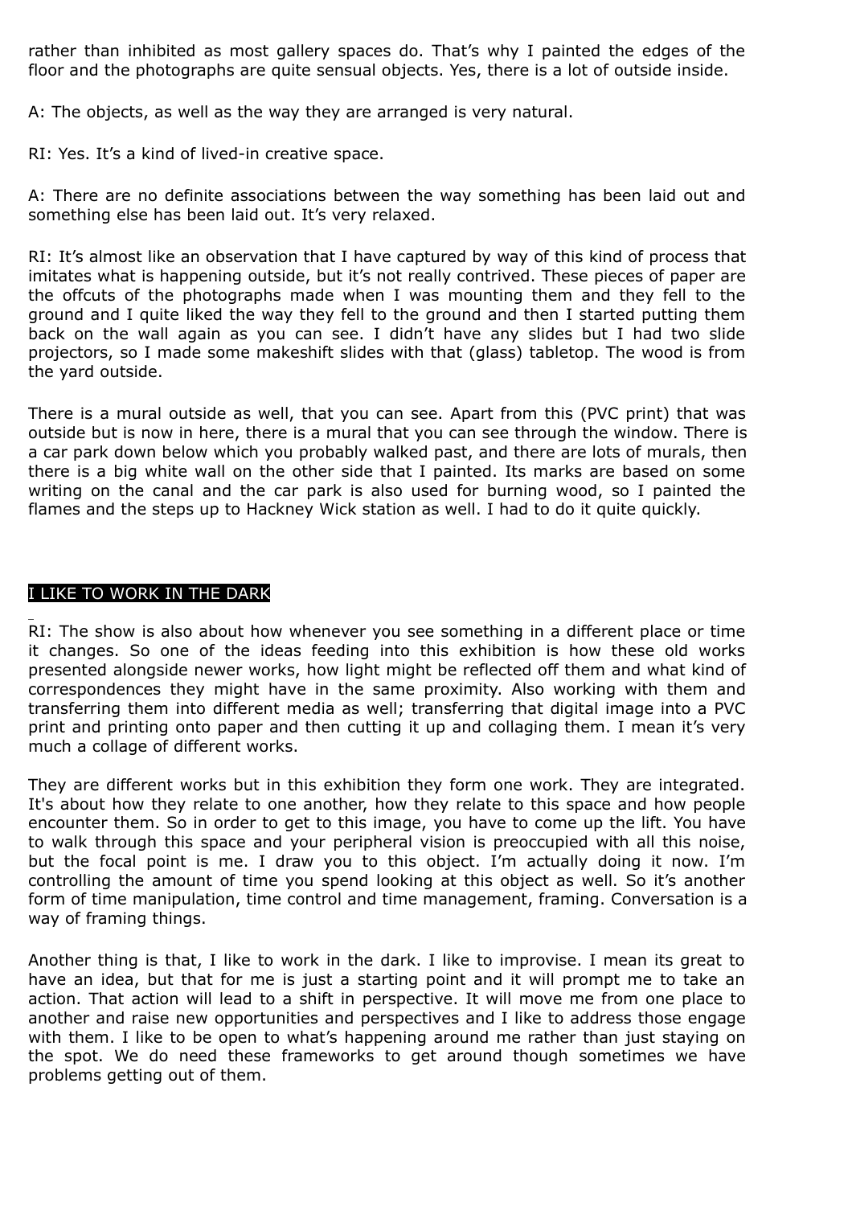rather than inhibited as most gallery spaces do. That's why I painted the edges of the floor and the photographs are quite sensual objects. Yes, there is a lot of outside inside.

A: The objects, as well as the way they are arranged is very natural.

RI: Yes. It's a kind of lived-in creative space.

A: There are no definite associations between the way something has been laid out and something else has been laid out. It's very relaxed.

RI: It's almost like an observation that I have captured by way of this kind of process that imitates what is happening outside, but it's not really contrived. These pieces of paper are the offcuts of the photographs made when I was mounting them and they fell to the ground and I quite liked the way they fell to the ground and then I started putting them back on the wall again as you can see. I didn't have any slides but I had two slide projectors, so I made some makeshift slides with that (glass) tabletop. The wood is from the yard outside.

There is a mural outside as well, that you can see. Apart from this (PVC print) that was outside but is now in here, there is a mural that you can see through the window. There is a car park down below which you probably walked past, and there are lots of murals, then there is a big white wall on the other side that I painted. Its marks are based on some writing on the canal and the car park is also used for burning wood, so I painted the flames and the steps up to Hackney Wick station as well. I had to do it quite quickly.

## I LIKE TO WORK IN THE DARK

RI: The show is also about how whenever you see something in a different place or time it changes. So one of the ideas feeding into this exhibition is how these old works presented alongside newer works, how light might be reflected off them and what kind of correspondences they might have in the same proximity. Also working with them and transferring them into different media as well; transferring that digital image into a PVC print and printing onto paper and then cutting it up and collaging them. I mean it's very much a collage of different works.

They are different works but in this exhibition they form one work. They are integrated. It's about how they relate to one another, how they relate to this space and how people encounter them. So in order to get to this image, you have to come up the lift. You have to walk through this space and your peripheral vision is preoccupied with all this noise, but the focal point is me. I draw you to this object. I'm actually doing it now. I'm controlling the amount of time you spend looking at this object as well. So it's another form of time manipulation, time control and time management, framing. Conversation is a way of framing things.

Another thing is that, I like to work in the dark. I like to improvise. I mean its great to have an idea, but that for me is just a starting point and it will prompt me to take an action. That action will lead to a shift in perspective. It will move me from one place to another and raise new opportunities and perspectives and I like to address those engage with them. I like to be open to what's happening around me rather than just staying on the spot. We do need these frameworks to get around though sometimes we have problems getting out of them.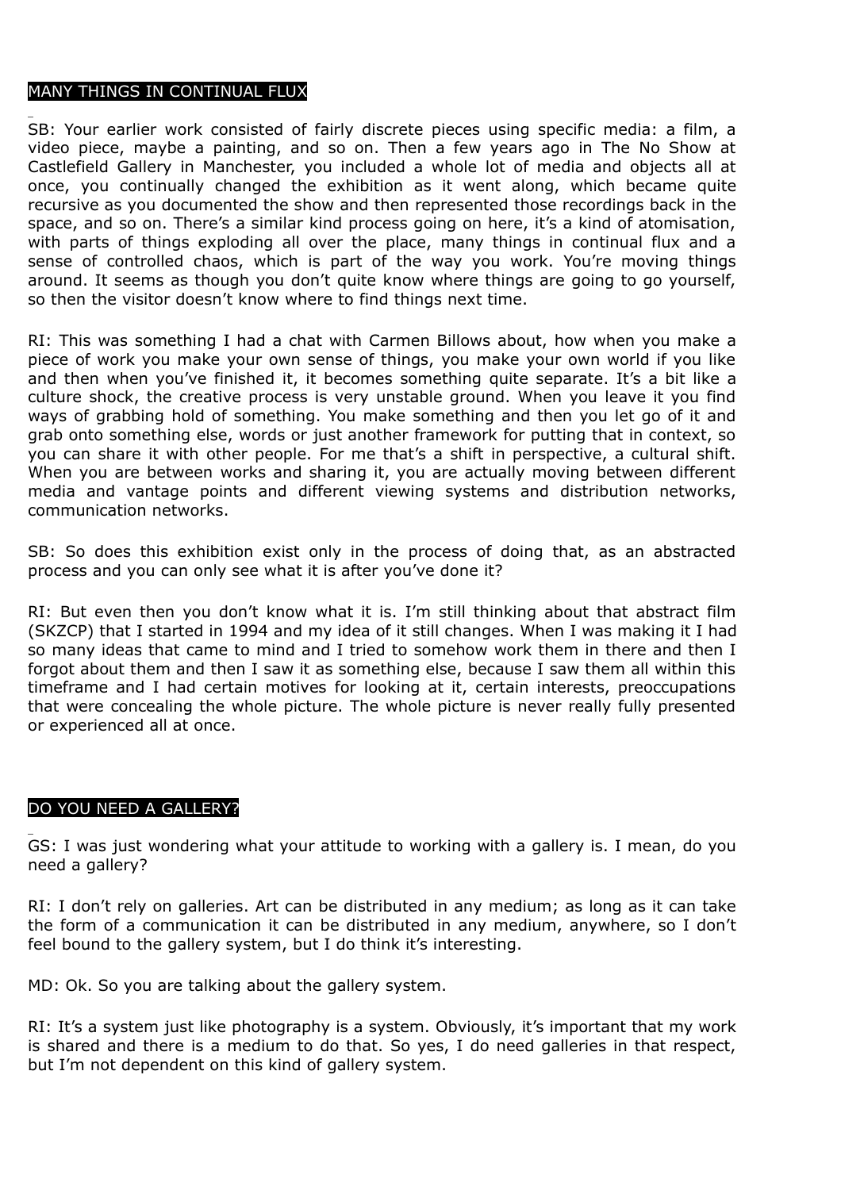## MANY THINGS IN CONTINUAL FLUX

SB: Your earlier work consisted of fairly discrete pieces using specific media: a film, a video piece, maybe a painting, and so on. Then a few years ago in The No Show at Castlefield Gallery in Manchester, you included a whole lot of media and objects all at once, you continually changed the exhibition as it went along, which became quite recursive as you documented the show and then represented those recordings back in the space, and so on. There's a similar kind process going on here, it's a kind of atomisation, with parts of things exploding all over the place, many things in continual flux and a sense of controlled chaos, which is part of the way you work. You're moving things around. It seems as though you don't quite know where things are going to go yourself, so then the visitor doesn't know where to find things next time.

RI: This was something I had a chat with Carmen Billows about, how when you make a piece of work you make your own sense of things, you make your own world if you like and then when you've finished it, it becomes something quite separate. It's a bit like a culture shock, the creative process is very unstable ground. When you leave it you find ways of grabbing hold of something. You make something and then you let go of it and grab onto something else, words or just another framework for putting that in context, so you can share it with other people. For me that's a shift in perspective, a cultural shift. When you are between works and sharing it, you are actually moving between different media and vantage points and different viewing systems and distribution networks, communication networks.

SB: So does this exhibition exist only in the process of doing that, as an abstracted process and you can only see what it is after you've done it?

RI: But even then you don't know what it is. I'm still thinking about that abstract film (SKZCP) that I started in 1994 and my idea of it still changes. When I was making it I had so many ideas that came to mind and I tried to somehow work them in there and then I forgot about them and then I saw it as something else, because I saw them all within this timeframe and I had certain motives for looking at it, certain interests, preoccupations that were concealing the whole picture. The whole picture is never really fully presented or experienced all at once.

## DO YOU NEED A GALLERY?

GS: I was just wondering what your attitude to working with a gallery is. I mean, do you need a gallery?

RI: I don't rely on galleries. Art can be distributed in any medium; as long as it can take the form of a communication it can be distributed in any medium, anywhere, so I don't feel bound to the gallery system, but I do think it's interesting.

MD: Ok. So you are talking about the gallery system.

RI: It's a system just like photography is a system. Obviously, it's important that my work is shared and there is a medium to do that. So yes, I do need galleries in that respect, but I'm not dependent on this kind of gallery system.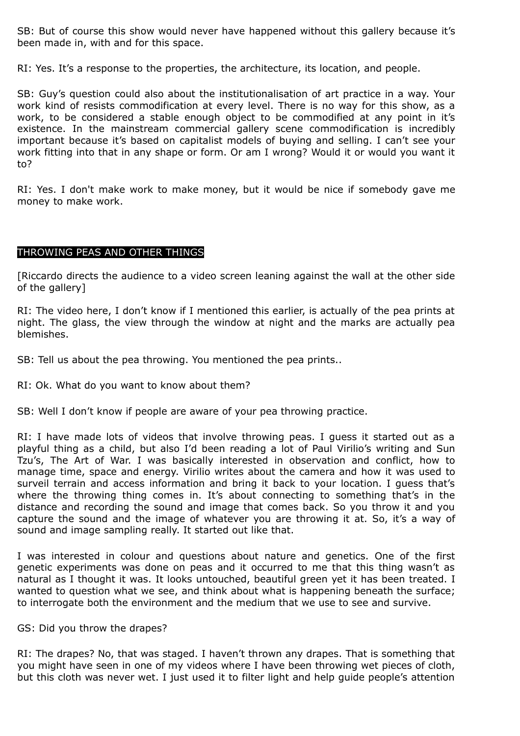SB: But of course this show would never have happened without this gallery because it's been made in, with and for this space.

RI: Yes. It's a response to the properties, the architecture, its location, and people.

SB: Guy's question could also about the institutionalisation of art practice in a way. Your work kind of resists commodification at every level. There is no way for this show, as a work, to be considered a stable enough object to be commodified at any point in it's existence. In the mainstream commercial gallery scene commodification is incredibly important because it's based on capitalist models of buying and selling. I can't see your work fitting into that in any shape or form. Or am I wrong? Would it or would you want it to?

RI: Yes. I don't make work to make money, but it would be nice if somebody gave me money to make work.

## THROWING PEAS AND OTHER THINGS

[Riccardo directs the audience to a video screen leaning against the wall at the other side of the gallery]

RI: The video here, I don't know if I mentioned this earlier, is actually of the pea prints at night. The glass, the view through the window at night and the marks are actually pea blemishes.

SB: Tell us about the pea throwing. You mentioned the pea prints..

RI: Ok. What do you want to know about them?

SB: Well I don't know if people are aware of your pea throwing practice.

RI: I have made lots of videos that involve throwing peas. I guess it started out as a playful thing as a child, but also I'd been reading a lot of Paul Virilio's writing and Sun Tzu's, The Art of War. I was basically interested in observation and conflict, how to manage time, space and energy. Virilio writes about the camera and how it was used to surveil terrain and access information and bring it back to your location. I guess that's where the throwing thing comes in. It's about connecting to something that's in the distance and recording the sound and image that comes back. So you throw it and you capture the sound and the image of whatever you are throwing it at. So, it's a way of sound and image sampling really. It started out like that.

I was interested in colour and questions about nature and genetics. One of the first genetic experiments was done on peas and it occurred to me that this thing wasn't as natural as I thought it was. It looks untouched, beautiful green yet it has been treated. I wanted to question what we see, and think about what is happening beneath the surface; to interrogate both the environment and the medium that we use to see and survive.

GS: Did you throw the drapes?

RI: The drapes? No, that was staged. I haven't thrown any drapes. That is something that you might have seen in one of my videos where I have been throwing wet pieces of cloth, but this cloth was never wet. I just used it to filter light and help guide people's attention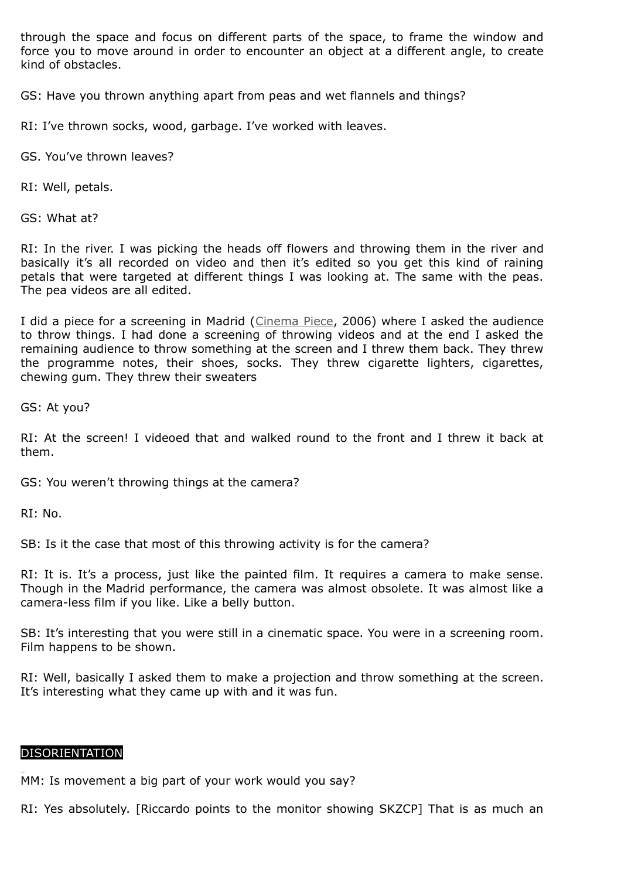through the space and focus on different parts of the space, to frame the window and force you to move around in order to encounter an object at a different angle, to create kind of obstacles.

GS: Have you thrown anything apart from peas and wet flannels and things?

RI: I've thrown socks, wood, garbage. I've worked with leaves.

GS. You've thrown leaves?

RI: Well, petals.

GS: What at?

RI: In the river. I was picking the heads off flowers and throwing them in the river and basically it's all recorded on video and then it's edited so you get this kind of raining petals that were targeted at different things I was looking at. The same with the peas. The pea videos are all edited.

I did a piece for a screening in Madrid (Cinema Piece, 2006) where I asked the audience to throw things. I had done a screening of throwing videos and at the end I asked the remaining audience to throw something at the screen and I threw them back. They threw the programme notes, their shoes, socks. They threw cigarette lighters, cigarettes, chewing gum. They threw their sweaters

GS: At you?

RI: At the screen! I videoed that and walked round to the front and I threw it back at them.

GS: You weren't throwing things at the camera?

RI: No.

SB: Is it the case that most of this throwing activity is for the camera?

RI: It is. It's a process, just like the painted film. It requires a camera to make sense. Though in the Madrid performance, the camera was almost obsolete. It was almost like a camera-less film if you like. Like a belly button.

SB: It's interesting that you were still in a cinematic space. You were in a screening room. Film happens to be shown.

RI: Well, basically I asked them to make a projection and throw something at the screen. It's interesting what they came up with and it was fun.

## DISORIENTATION

MM: Is movement a big part of your work would you say?

RI: Yes absolutely. [Riccardo points to the monitor showing SKZCP] That is as much an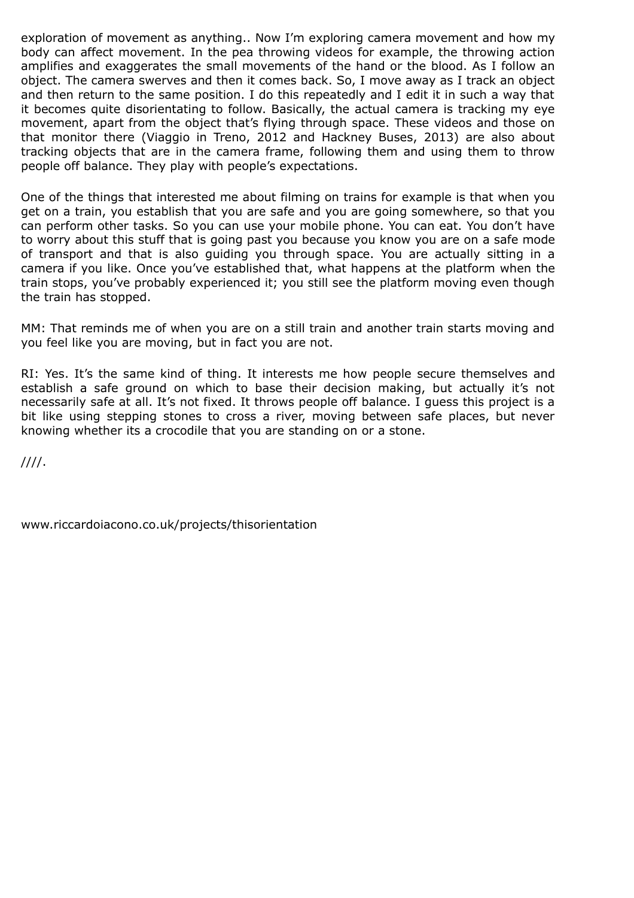exploration of movement as anything.. Now I'm exploring camera movement and how my body can affect movement. In the pea throwing videos for example, the throwing action amplifies and exaggerates the small movements of the hand or the blood. As I follow an object. The camera swerves and then it comes back. So, I move away as I track an object and then return to the same position. I do this repeatedly and I edit it in such a way that it becomes quite disorientating to follow. Basically, the actual camera is tracking my eye movement, apart from the object that's flying through space. These videos and those on that monitor there (Viaggio in Treno, 2012 and Hackney Buses, 2013) are also about tracking objects that are in the camera frame, following them and using them to throw people off balance. They play with people's expectations.

One of the things that interested me about filming on trains for example is that when you get on a train, you establish that you are safe and you are going somewhere, so that you can perform other tasks. So you can use your mobile phone. You can eat. You don't have to worry about this stuff that is going past you because you know you are on a safe mode of transport and that is also guiding you through space. You are actually sitting in a camera if you like. Once you've established that, what happens at the platform when the train stops, you've probably experienced it; you still see the platform moving even though the train has stopped.

MM: That reminds me of when you are on a still train and another train starts moving and you feel like you are moving, but in fact you are not.

RI: Yes. It's the same kind of thing. It interests me how people secure themselves and establish a safe ground on which to base their decision making, but actually it's not necessarily safe at all. It's not fixed. It throws people off balance. I guess this project is a bit like using stepping stones to cross a river, moving between safe places, but never knowing whether its a crocodile that you are standing on or a stone.

////.

www.riccardoiacono.co.uk/projects/thisorientation